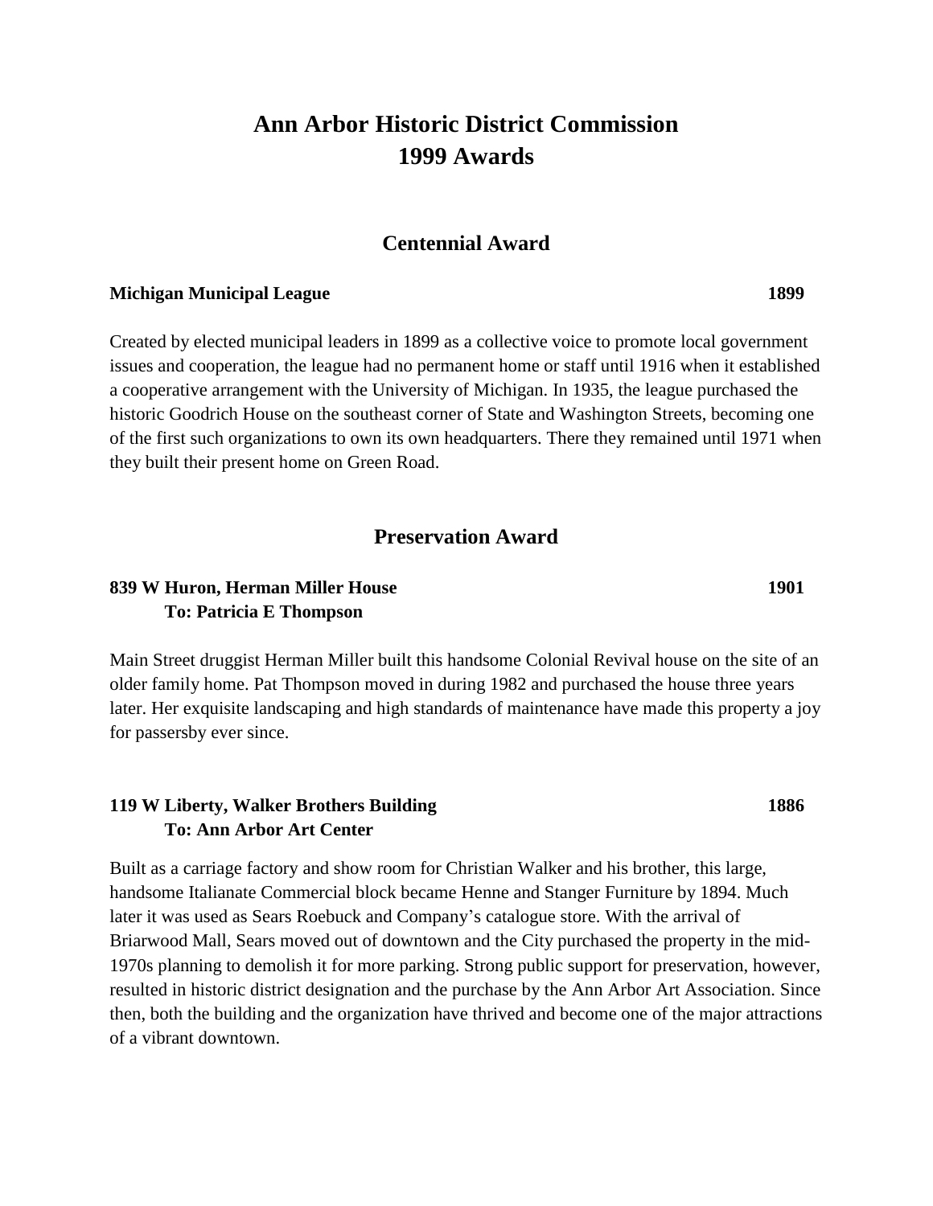# Ann Arbor Historic District Commission
# 1999 Awards

## Centennial Award

**Michigan Municipal League** **1899**

Created by elected municipal leaders in 1899 as a collective voice to promote local government issues and cooperation, the league had no permanent home or staff until 1916 when it established a cooperative arrangement with the University of Michigan. In 1935, the league purchased the historic Goodrich House on the southeast corner of State and Washington Streets, becoming one of the first such organizations to own its own headquarters. There they remained until 1971 when they built their present home on Green Road.

## Preservation Award

**839 W Huron, Herman Miller House** **1901**
**To: Patricia E Thompson**

Main Street druggist Herman Miller built this handsome Colonial Revival house on the site of an older family home. Pat Thompson moved in during 1982 and purchased the house three years later. Her exquisite landscaping and high standards of maintenance have made this property a joy for passersby ever since.

**119 W Liberty, Walker Brothers Building** **1886**
**To: Ann Arbor Art Center**

Built as a carriage factory and show room for Christian Walker and his brother, this large, handsome Italianate Commercial block became Henne and Stanger Furniture by 1894. Much later it was used as Sears Roebuck and Company's catalogue store. With the arrival of Briarwood Mall, Sears moved out of downtown and the City purchased the property in the mid-1970s planning to demolish it for more parking. Strong public support for preservation, however, resulted in historic district designation and the purchase by the Ann Arbor Art Association. Since then, both the building and the organization have thrived and become one of the major attractions of a vibrant downtown.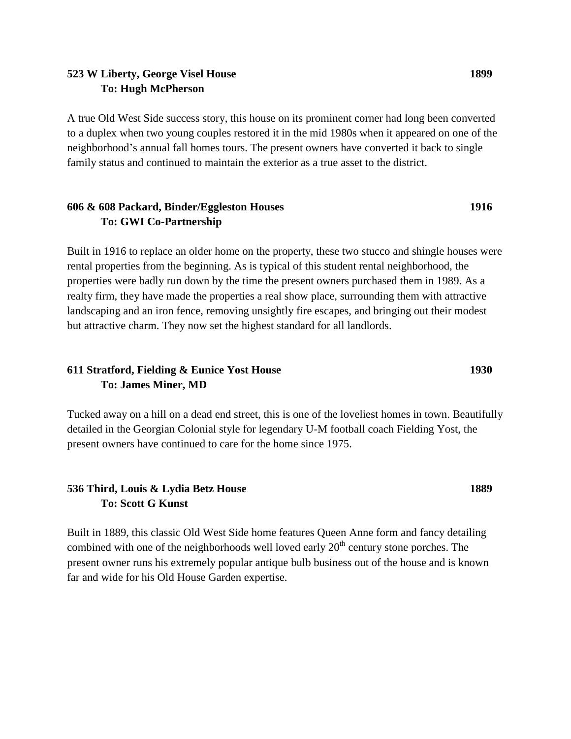**523 W Liberty, George Visel House** **1899**
**To: Hugh McPherson**

A true Old West Side success story, this house on its prominent corner had long been converted to a duplex when two young couples restored it in the mid 1980s when it appeared on one of the neighborhood's annual fall homes tours. The present owners have converted it back to single family status and continued to maintain the exterior as a true asset to the district.

**606 & 608 Packard, Binder/Eggleston Houses** **1916**
**To: GWI Co-Partnership**

Built in 1916 to replace an older home on the property, these two stucco and shingle houses were rental properties from the beginning. As is typical of this student rental neighborhood, the properties were badly run down by the time the present owners purchased them in 1989. As a realty firm, they have made the properties a real show place, surrounding them with attractive landscaping and an iron fence, removing unsightly fire escapes, and bringing out their modest but attractive charm. They now set the highest standard for all landlords.

**611 Stratford, Fielding & Eunice Yost House** **1930**
**To: James Miner, MD**

Tucked away on a hill on a dead end street, this is one of the loveliest homes in town. Beautifully detailed in the Georgian Colonial style for legendary U-M football coach Fielding Yost, the present owners have continued to care for the home since 1975.

**536 Third, Louis & Lydia Betz House** **1889**
**To: Scott G Kunst**

Built in 1889, this classic Old West Side home features Queen Anne form and fancy detailing combined with one of the neighborhoods well loved early 20th century stone porches. The present owner runs his extremely popular antique bulb business out of the house and is known far and wide for his Old House Garden expertise.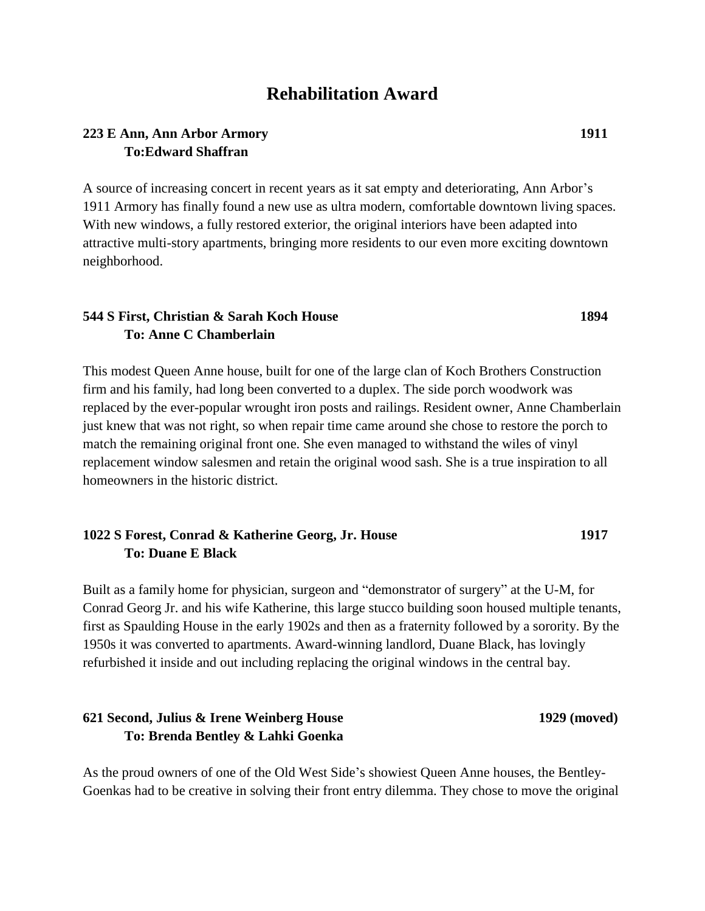# Rehabilitation Award

**223 E Ann, Ann Arbor Armory** **1911**
**To:Edward Shaffran**

A source of increasing concert in recent years as it sat empty and deteriorating, Ann Arbor's 1911 Armory has finally found a new use as ultra modern, comfortable downtown living spaces. With new windows, a fully restored exterior, the original interiors have been adapted into attractive multi-story apartments, bringing more residents to our even more exciting downtown neighborhood.

**544 S First, Christian & Sarah Koch House** **1894**
**To: Anne C Chamberlain**

This modest Queen Anne house, built for one of the large clan of Koch Brothers Construction firm and his family, had long been converted to a duplex. The side porch woodwork was replaced by the ever-popular wrought iron posts and railings. Resident owner, Anne Chamberlain just knew that was not right, so when repair time came around she chose to restore the porch to match the remaining original front one. She even managed to withstand the wiles of vinyl replacement window salesmen and retain the original wood sash. She is a true inspiration to all homeowners in the historic district.

**1022 S Forest, Conrad & Katherine Georg, Jr. House** **1917**
**To: Duane E Black**

Built as a family home for physician, surgeon and "demonstrator of surgery" at the U-M, for Conrad Georg Jr. and his wife Katherine, this large stucco building soon housed multiple tenants, first as Spaulding House in the early 1902s and then as a fraternity followed by a sorority. By the 1950s it was converted to apartments. Award-winning landlord, Duane Black, has lovingly refurbished it inside and out including replacing the original windows in the central bay.

**621 Second, Julius & Irene Weinberg House** **1929 (moved)**
**To: Brenda Bentley & Lahki Goenka**

As the proud owners of one of the Old West Side's showiest Queen Anne houses, the Bentley-Goenkas had to be creative in solving their front entry dilemma. They chose to move the original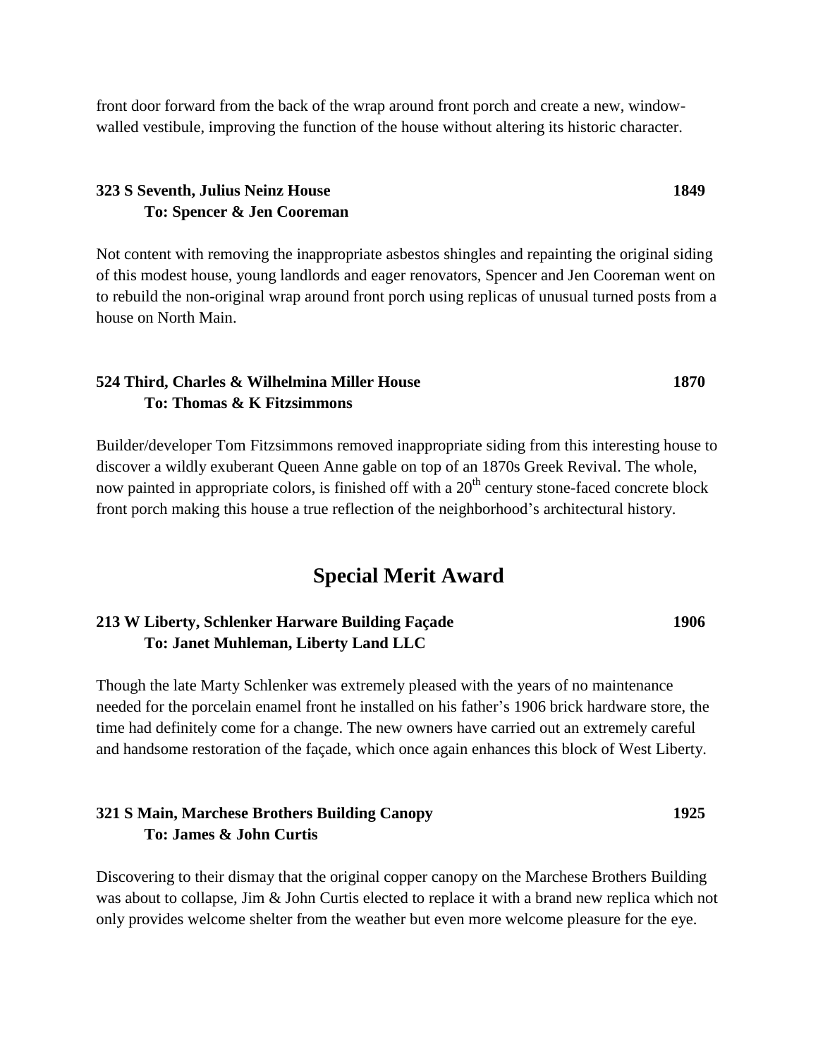front door forward from the back of the wrap around front porch and create a new, window-walled vestibule, improving the function of the house without altering its historic character.

**323 S Seventh, Julius Neinz House** **1849**
**To: Spencer & Jen Cooreman**

Not content with removing the inappropriate asbestos shingles and repainting the original siding of this modest house, young landlords and eager renovators, Spencer and Jen Cooreman went on to rebuild the non-original wrap around front porch using replicas of unusual turned posts from a house on North Main.

**524 Third, Charles & Wilhelmina Miller House** **1870**
**To: Thomas & K Fitzsimmons**

Builder/developer Tom Fitzsimmons removed inappropriate siding from this interesting house to discover a wildly exuberant Queen Anne gable on top of an 1870s Greek Revival. The whole, now painted in appropriate colors, is finished off with a 20th century stone-faced concrete block front porch making this house a true reflection of the neighborhood's architectural history.

## Special Merit Award

**213 W Liberty, Schlenker Harware Building Façade** **1906**
**To: Janet Muhleman, Liberty Land LLC**

Though the late Marty Schlenker was extremely pleased with the years of no maintenance needed for the porcelain enamel front he installed on his father's 1906 brick hardware store, the time had definitely come for a change. The new owners have carried out an extremely careful and handsome restoration of the façade, which once again enhances this block of West Liberty.

**321 S Main, Marchese Brothers Building Canopy** **1925**
**To: James & John Curtis**

Discovering to their dismay that the original copper canopy on the Marchese Brothers Building was about to collapse, Jim & John Curtis elected to replace it with a brand new replica which not only provides welcome shelter from the weather but even more welcome pleasure for the eye.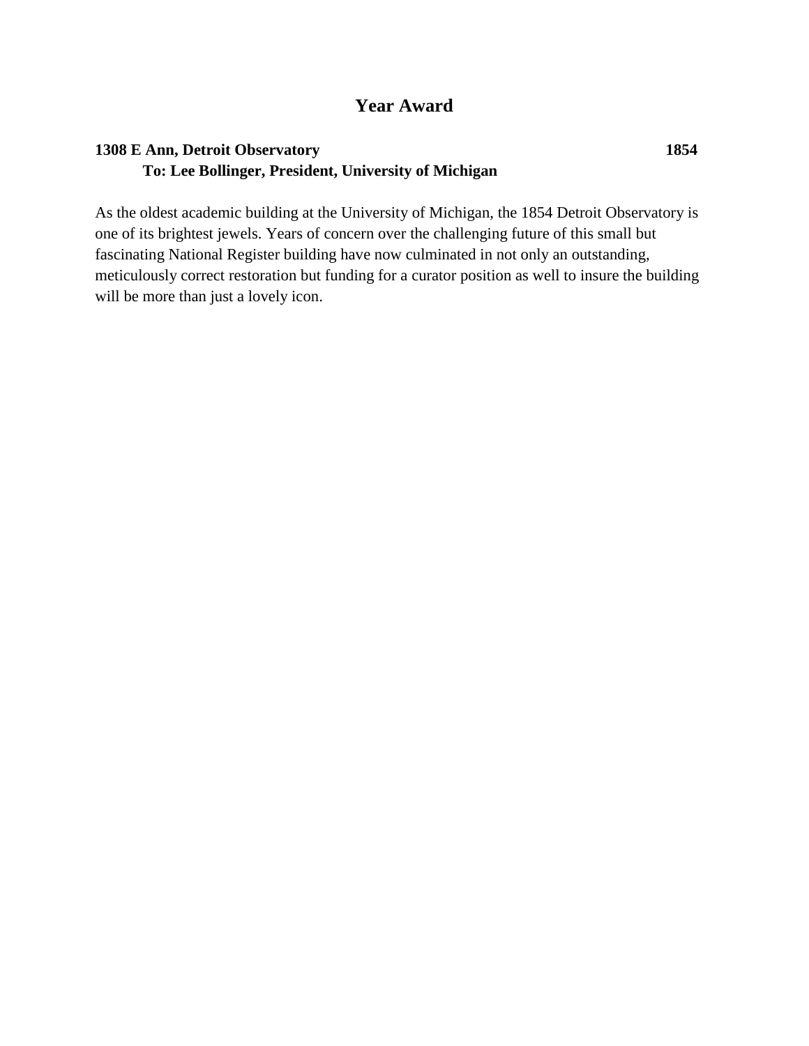## Year Award

**1308 E Ann, Detroit Observatory** **1854**

**To: Lee Bollinger, President, University of Michigan**

As the oldest academic building at the University of Michigan, the 1854 Detroit Observatory is one of its brightest jewels. Years of concern over the challenging future of this small but fascinating National Register building have now culminated in not only an outstanding, meticulously correct restoration but funding for a curator position as well to insure the building will be more than just a lovely icon.